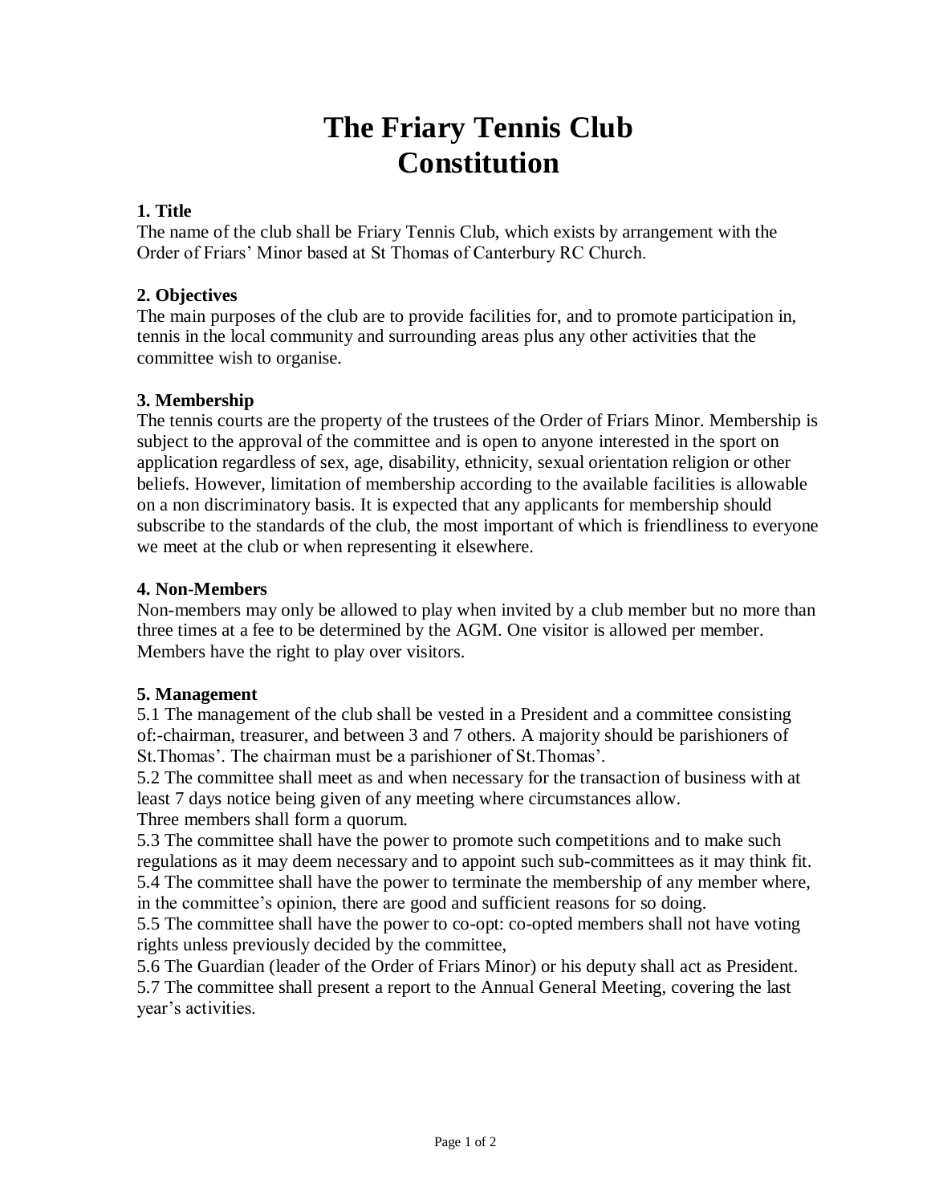# The Friary Tennis Club Constitution

**1. Title**

The name of the club shall be Friary Tennis Club, which exists by arrangement with the Order of Friars' Minor based at St Thomas of Canterbury RC Church.

**2. Objectives**

The main purposes of the club are to provide facilities for, and to promote participation in, tennis in the local community and surrounding areas plus any other activities that the committee wish to organise.

**3. Membership**

The tennis courts are the property of the trustees of the Order of Friars Minor. Membership is subject to the approval of the committee and is open to anyone interested in the sport on application regardless of sex, age, disability, ethnicity, sexual orientation religion or other beliefs. However, limitation of membership according to the available facilities is allowable on a non discriminatory basis. It is expected that any applicants for membership should subscribe to the standards of the club, the most important of which is friendliness to everyone we meet at the club or when representing it elsewhere.

**4. Non-Members**

Non-members may only be allowed to play when invited by a club member but no more than three times at a fee to be determined by the AGM. One visitor is allowed per member. Members have the right to play over visitors.

**5. Management**

5.1 The management of the club shall be vested in a President and a committee consisting of:-chairman, treasurer, and between 3 and 7 others. A majority should be parishioners of St.Thomas'. The chairman must be a parishioner of St.Thomas'.

5.2 The committee shall meet as and when necessary for the transaction of business with at least 7 days notice being given of any meeting where circumstances allow.
Three members shall form a quorum.

5.3 The committee shall have the power to promote such competitions and to make such regulations as it may deem necessary and to appoint such sub-committees as it may think fit.

5.4 The committee shall have the power to terminate the membership of any member where, in the committee's opinion, there are good and sufficient reasons for so doing.

5.5 The committee shall have the power to co-opt: co-opted members shall not have voting rights unless previously decided by the committee,

5.6 The Guardian (leader of the Order of Friars Minor) or his deputy shall act as President.

5.7 The committee shall present a report to the Annual General Meeting, covering the last year's activities.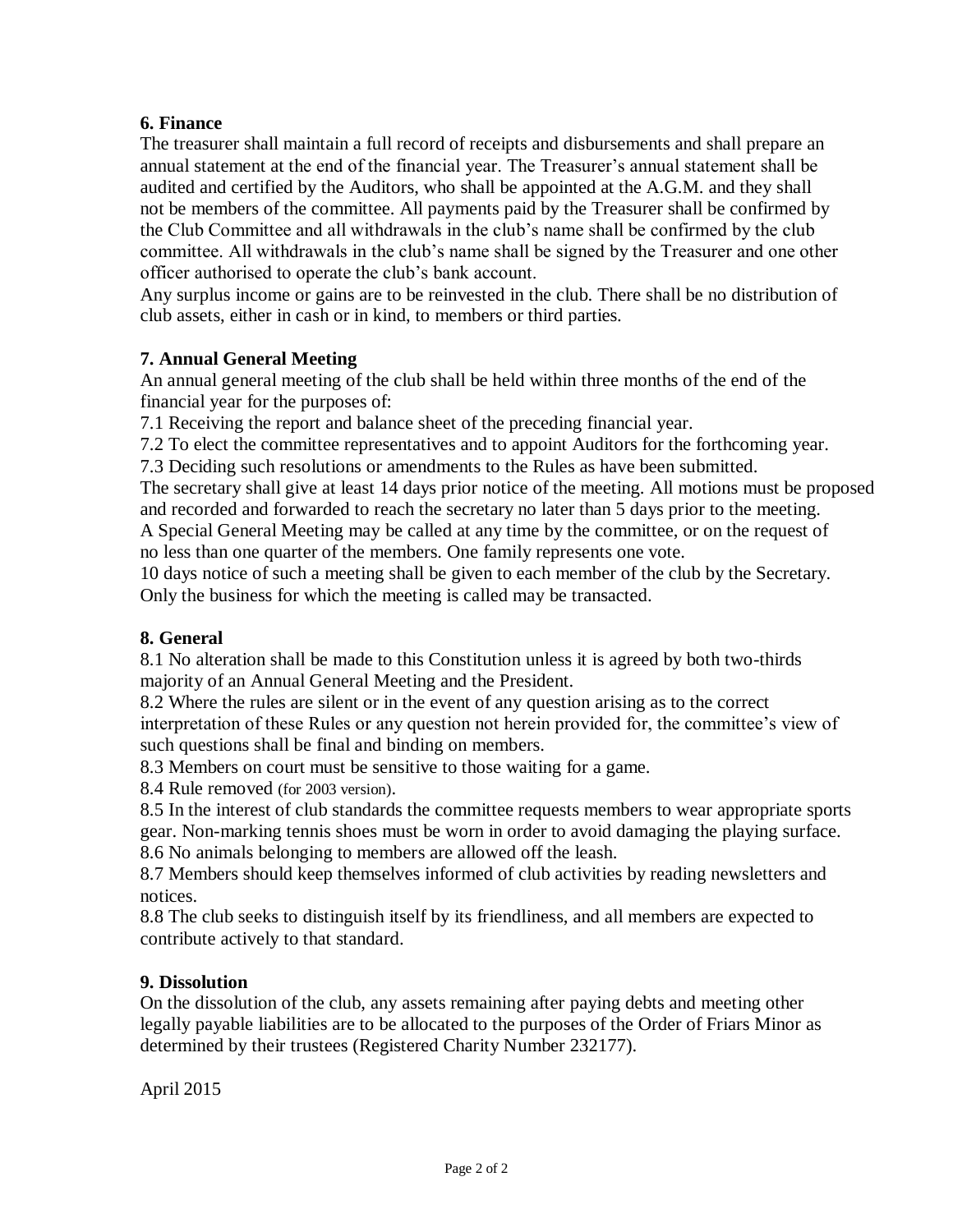**6. Finance**

The treasurer shall maintain a full record of receipts and disbursements and shall prepare an annual statement at the end of the financial year. The Treasurer's annual statement shall be audited and certified by the Auditors, who shall be appointed at the A.G.M. and they shall not be members of the committee. All payments paid by the Treasurer shall be confirmed by the Club Committee and all withdrawals in the club's name shall be confirmed by the club committee. All withdrawals in the club's name shall be signed by the Treasurer and one other officer authorised to operate the club's bank account.

Any surplus income or gains are to be reinvested in the club. There shall be no distribution of club assets, either in cash or in kind, to members or third parties.

**7. Annual General Meeting**

An annual general meeting of the club shall be held within three months of the end of the financial year for the purposes of:

7.1 Receiving the report and balance sheet of the preceding financial year.

7.2 To elect the committee representatives and to appoint Auditors for the forthcoming year.

7.3 Deciding such resolutions or amendments to the Rules as have been submitted.

The secretary shall give at least 14 days prior notice of the meeting. All motions must be proposed and recorded and forwarded to reach the secretary no later than 5 days prior to the meeting.

A Special General Meeting may be called at any time by the committee, or on the request of no less than one quarter of the members. One family represents one vote.

10 days notice of such a meeting shall be given to each member of the club by the Secretary. Only the business for which the meeting is called may be transacted.

**8. General**

8.1 No alteration shall be made to this Constitution unless it is agreed by both two-thirds majority of an Annual General Meeting and the President.

8.2 Where the rules are silent or in the event of any question arising as to the correct interpretation of these Rules or any question not herein provided for, the committee's view of such questions shall be final and binding on members.

8.3 Members on court must be sensitive to those waiting for a game.

8.4 Rule removed (for 2003 version).

8.5 In the interest of club standards the committee requests members to wear appropriate sports gear. Non-marking tennis shoes must be worn in order to avoid damaging the playing surface.

8.6 No animals belonging to members are allowed off the leash.

8.7 Members should keep themselves informed of club activities by reading newsletters and notices.

8.8 The club seeks to distinguish itself by its friendliness, and all members are expected to contribute actively to that standard.

**9. Dissolution**

On the dissolution of the club, any assets remaining after paying debts and meeting other legally payable liabilities are to be allocated to the purposes of the Order of Friars Minor as determined by their trustees (Registered Charity Number 232177).

April 2015